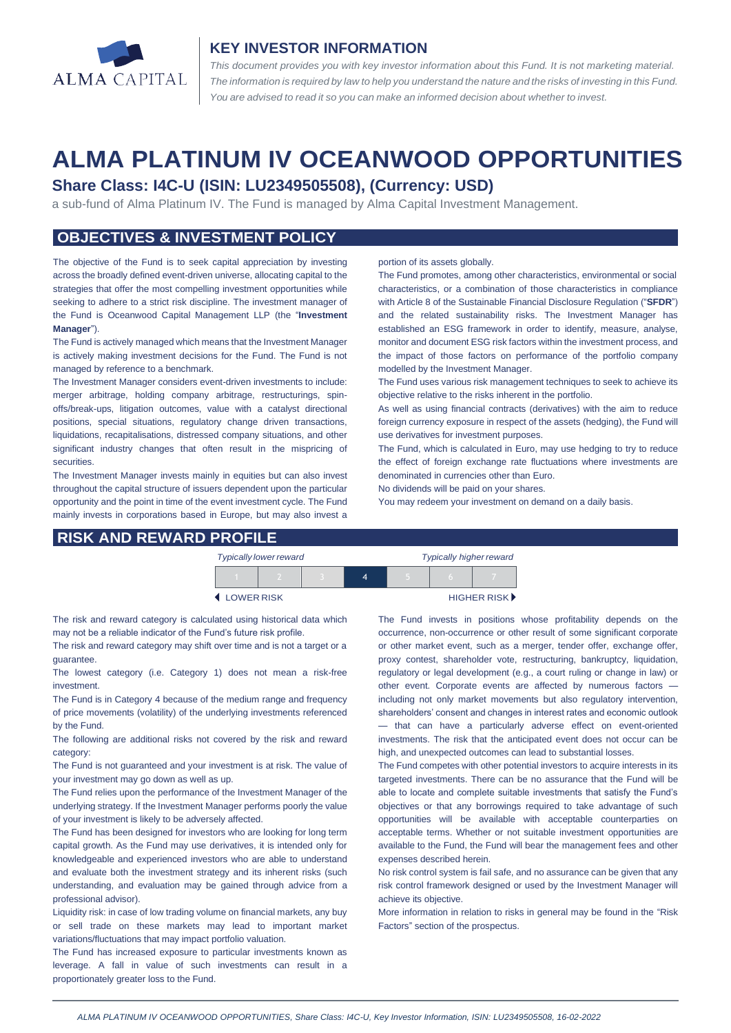ALMA CAPITAL

## KEY INVESTOR INFORMATION

*This document provides you with key investor information about this Fund. It is not marketing material. The information is required by law to help you understand the nature and the risks of investing in this Fund. You are advised to read it so you can make an informed decision about whether to invest.*

# ALMA PLATINUM IV OCEANWOOD OPPORTUNITIES

### Share Class: I4C-U (ISIN: LU2349505508), (Currency: USD)

a sub-fund of Alma Platinum IV. The Fund is managed by Alma Capital Investment Management.

## OBJECTIVES & INVESTMENT POLICY

The objective of the Fund is to seek capital appreciation by investing across the broadly defined event-driven universe, allocating capital to the strategies that offer the most compelling investment opportunities while seeking to adhere to a strict risk discipline. The investment manager of the Fund is Oceanwood Capital Management LLP (the "**Investment Manager**").

The Fund is actively managed which means that the Investment Manager is actively making investment decisions for the Fund. The Fund is not managed by reference to a benchmark.

The Investment Manager considers event-driven investments to include: merger arbitrage, holding company arbitrage, restructurings, spin-offs/break-ups, litigation outcomes, value with a catalyst directional positions, special situations, regulatory change driven transactions, liquidations, recapitalisations, distressed company situations, and other significant industry changes that often result in the mispricing of securities.

The Investment Manager invests mainly in equities but can also invest throughout the capital structure of issuers dependent upon the particular opportunity and the point in time of the event investment cycle. The Fund mainly invests in corporations based in Europe, but may also invest a portion of its assets globally.

The Fund promotes, among other characteristics, environmental or social characteristics, or a combination of those characteristics in compliance with Article 8 of the Sustainable Financial Disclosure Regulation ("**SFDR**") and the related sustainability risks. The Investment Manager has established an ESG framework in order to identify, measure, analyse, monitor and document ESG risk factors within the investment process, and the impact of those factors on performance of the portfolio company modelled by the Investment Manager.

The Fund uses various risk management techniques to seek to achieve its objective relative to the risks inherent in the portfolio.

As well as using financial contracts (derivatives) with the aim to reduce foreign currency exposure in respect of the assets (hedging), the Fund will use derivatives for investment purposes.

The Fund, which is calculated in Euro, may use hedging to try to reduce the effect of foreign exchange rate fluctuations where investments are denominated in currencies other than Euro.

No dividends will be paid on your shares.

You may redeem your investment on demand on a daily basis.

## RISK AND REWARD PROFILE

| *Typically lower reward* | | | | | | *Typically higher reward* |
|---|---|---|---|---|---|---|
| 1 | 2 | 3 | **4** | 5 | 6 | 7 |
| ◀ LOWER RISK | | | | | | HIGHER RISK ▶ |

The risk and reward category is calculated using historical data which may not be a reliable indicator of the Fund's future risk profile.

The risk and reward category may shift over time and is not a target or a guarantee.

The lowest category (i.e. Category 1) does not mean a risk-free investment.

The Fund is in Category 4 because of the medium range and frequency of price movements (volatility) of the underlying investments referenced by the Fund.

The following are additional risks not covered by the risk and reward category:

The Fund is not guaranteed and your investment is at risk. The value of your investment may go down as well as up.

The Fund relies upon the performance of the Investment Manager of the underlying strategy. If the Investment Manager performs poorly the value of your investment is likely to be adversely affected.

The Fund has been designed for investors who are looking for long term capital growth. As the Fund may use derivatives, it is intended only for knowledgeable and experienced investors who are able to understand and evaluate both the investment strategy and its inherent risks (such understanding, and evaluation may be gained through advice from a professional advisor).

Liquidity risk: in case of low trading volume on financial markets, any buy or sell trade on these markets may lead to important market variations/fluctuations that may impact portfolio valuation.

The Fund has increased exposure to particular investments known as leverage. A fall in value of such investments can result in a proportionately greater loss to the Fund.

The Fund invests in positions whose profitability depends on the occurrence, non-occurrence or other result of some significant corporate or other market event, such as a merger, tender offer, exchange offer, proxy contest, shareholder vote, restructuring, bankruptcy, liquidation, regulatory or legal development (e.g., a court ruling or change in law) or other event. Corporate events are affected by numerous factors — including not only market movements but also regulatory intervention, shareholders' consent and changes in interest rates and economic outlook — that can have a particularly adverse effect on event-oriented investments. The risk that the anticipated event does not occur can be high, and unexpected outcomes can lead to substantial losses.

The Fund competes with other potential investors to acquire interests in its targeted investments. There can be no assurance that the Fund will be able to locate and complete suitable investments that satisfy the Fund's objectives or that any borrowings required to take advantage of such opportunities will be available with acceptable counterparties on acceptable terms. Whether or not suitable investment opportunities are available to the Fund, the Fund will bear the management fees and other expenses described herein.

No risk control system is fail safe, and no assurance can be given that any risk control framework designed or used by the Investment Manager will achieve its objective.

More information in relation to risks in general may be found in the "Risk Factors" section of the prospectus.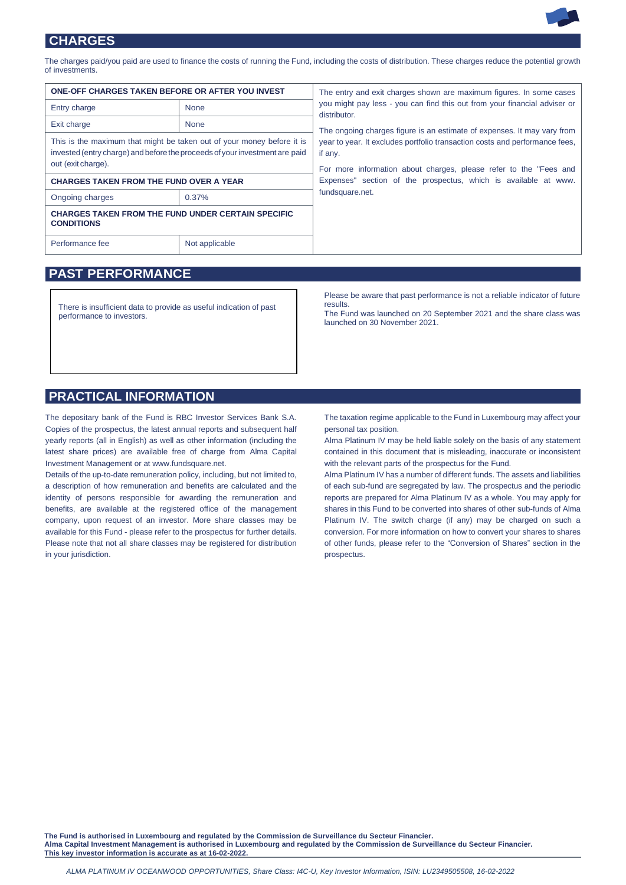## CHARGES

The charges paid/you paid are used to finance the costs of running the Fund, including the costs of distribution. These charges reduce the potential growth of investments.

| ONE-OFF CHARGES TAKEN BEFORE OR AFTER YOU INVEST | |
|---|---|
| Entry charge | None |
| Exit charge | None |
| This is the maximum that might be taken out of your money before it is invested (entry charge) and before the proceeds of your investment are paid out (exit charge). | |
| **CHARGES TAKEN FROM THE FUND OVER A YEAR** | |
| Ongoing charges | 0.37% |
| **CHARGES TAKEN FROM THE FUND UNDER CERTAIN SPECIFIC CONDITIONS** | |
| Performance fee | Not applicable |

The entry and exit charges shown are maximum figures. In some cases you might pay less - you can find this out from your financial adviser or distributor.

The ongoing charges figure is an estimate of expenses. It may vary from year to year. It excludes portfolio transaction costs and performance fees, if any.

For more information about charges, please refer to the "Fees and Expenses" section of the prospectus, which is available at www. fundsquare.net.

## PAST PERFORMANCE

There is insufficient data to provide as useful indication of past performance to investors.

Please be aware that past performance is not a reliable indicator of future results.
The Fund was launched on 20 September 2021 and the share class was launched on 30 November 2021.

## PRACTICAL INFORMATION

The depositary bank of the Fund is RBC Investor Services Bank S.A. Copies of the prospectus, the latest annual reports and subsequent half yearly reports (all in English) as well as other information (including the latest share prices) are available free of charge from Alma Capital Investment Management or at www.fundsquare.net.

Details of the up-to-date remuneration policy, including, but not limited to, a description of how remuneration and benefits are calculated and the identity of persons responsible for awarding the remuneration and benefits, are available at the registered office of the management company, upon request of an investor. More share classes may be available for this Fund - please refer to the prospectus for further details. Please note that not all share classes may be registered for distribution in your jurisdiction.

The taxation regime applicable to the Fund in Luxembourg may affect your personal tax position.

Alma Platinum IV may be held liable solely on the basis of any statement contained in this document that is misleading, inaccurate or inconsistent with the relevant parts of the prospectus for the Fund.

Alma Platinum IV has a number of different funds. The assets and liabilities of each sub-fund are segregated by law. The prospectus and the periodic reports are prepared for Alma Platinum IV as a whole. You may apply for shares in this Fund to be converted into shares of other sub-funds of Alma Platinum IV. The switch charge (if any) may be charged on such a conversion. For more information on how to convert your shares to shares of other funds, please refer to the "Conversion of Shares" section in the prospectus.

**The Fund is authorised in Luxembourg and regulated by the Commission de Surveillance du Secteur Financier.**
**Alma Capital Investment Management is authorised in Luxembourg and regulated by the Commission de Surveillance du Secteur Financier.**
**This key investor information is accurate as at 16-02-2022.**